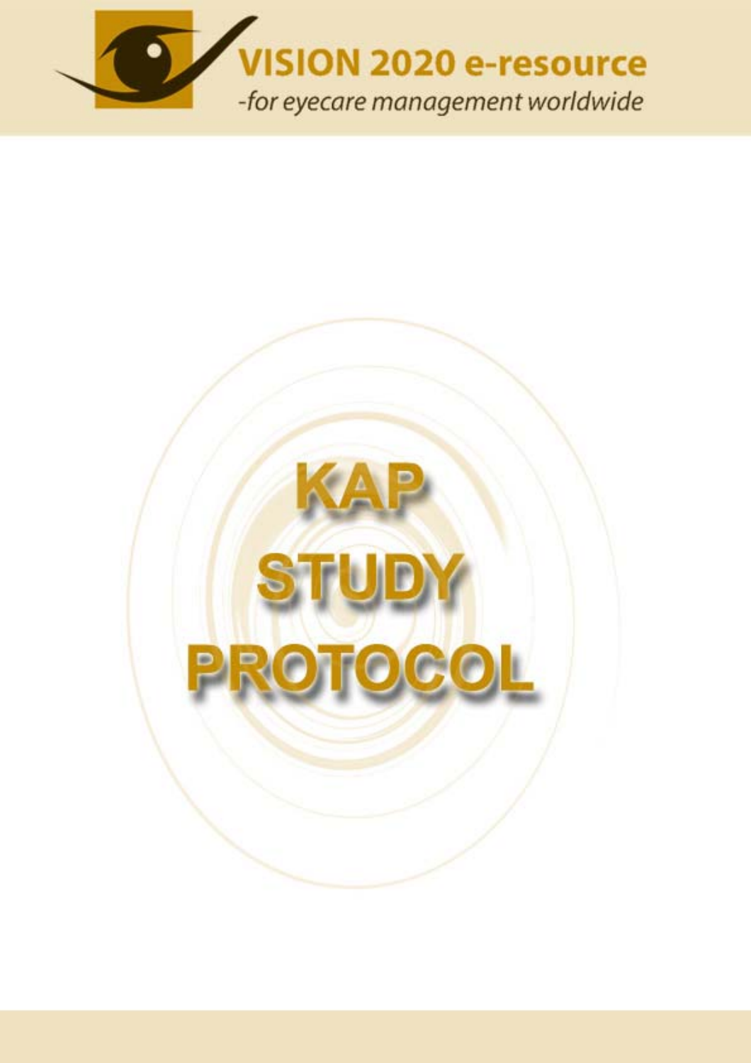**VISION 2020 e-resource**

*-for eyecare management worldwide*

# KAP STUDY PROTOCOL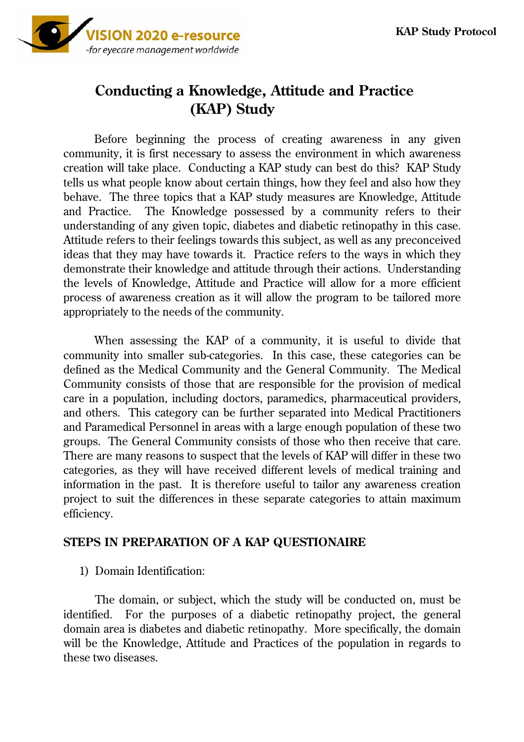# Conducting a Knowledge, Attitude and Practice (KAP) Study

Before beginning the process of creating awareness in any given community, it is first necessary to assess the environment in which awareness creation will take place. Conducting a KAP study can best do this? KAP Study tells us what people know about certain things, how they feel and also how they behave. The three topics that a KAP study measures are Knowledge, Attitude and Practice. The Knowledge possessed by a community refers to their understanding of any given topic, diabetes and diabetic retinopathy in this case. Attitude refers to their feelings towards this subject, as well as any preconceived ideas that they may have towards it. Practice refers to the ways in which they demonstrate their knowledge and attitude through their actions. Understanding the levels of Knowledge, Attitude and Practice will allow for a more efficient process of awareness creation as it will allow the program to be tailored more appropriately to the needs of the community.

When assessing the KAP of a community, it is useful to divide that community into smaller sub-categories. In this case, these categories can be defined as the Medical Community and the General Community. The Medical Community consists of those that are responsible for the provision of medical care in a population, including doctors, paramedics, pharmaceutical providers, and others. This category can be further separated into Medical Practitioners and Paramedical Personnel in areas with a large enough population of these two groups. The General Community consists of those who then receive that care. There are many reasons to suspect that the levels of KAP will differ in these two categories, as they will have received different levels of medical training and information in the past. It is therefore useful to tailor any awareness creation project to suit the differences in these separate categories to attain maximum efficiency.

## STEPS IN PREPARATION OF A KAP QUESTIONAIRE

1) Domain Identification:

The domain, or subject, which the study will be conducted on, must be identified. For the purposes of a diabetic retinopathy project, the general domain area is diabetes and diabetic retinopathy. More specifically, the domain will be the Knowledge, Attitude and Practices of the population in regards to these two diseases.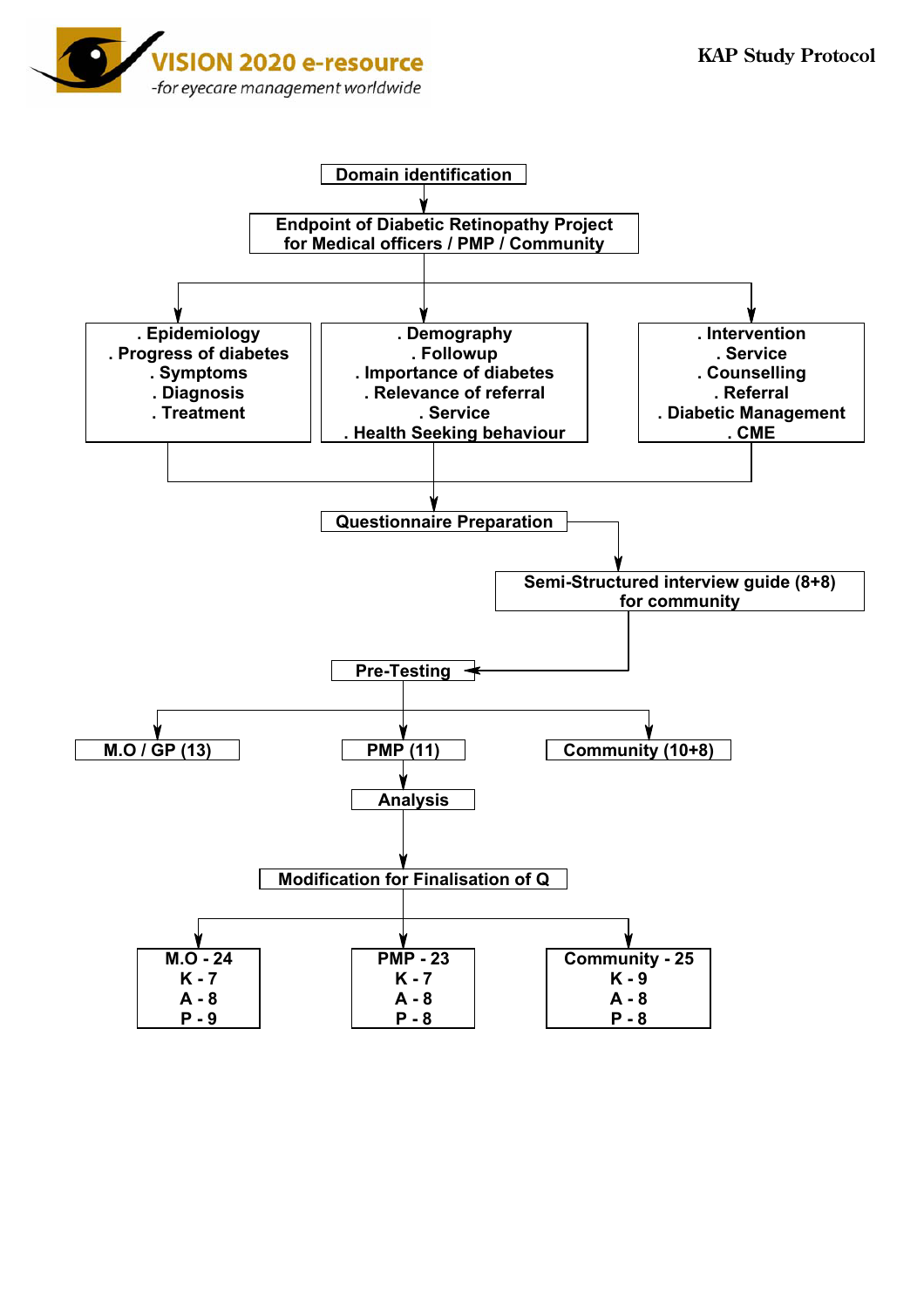Domain identification

↓

Endpoint of Diabetic Retinopathy Project for Medical officers / PMP / Community

↓

- . Epidemiology
- . Progress of diabetes
- . Symptoms
- . Diagnosis
- . Treatment

- . Demography
- . Followup
- . Importance of diabetes
- . Relevance of referral
- . Service
- . Health Seeking behaviour

- . Intervention
- . Service
- . Counselling
- . Referral
- . Diabetic Management
- . CME

↓

Questionnaire Preparation

↓

Semi-Structured interview guide (8+8) for community

↓

Pre-Testing

↓

- M.O / GP (13)
- PMP (11)
- Community (10+8)

↓

Analysis

↓

Modification for Finalisation of Q

↓

| M.O - 24 | PMP - 23 | Community - 25 |
|---|---|---|
| K - 7 | K - 7 | K - 9 |
| A - 8 | A - 8 | A - 8 |
| P - 9 | P - 8 | P - 8 |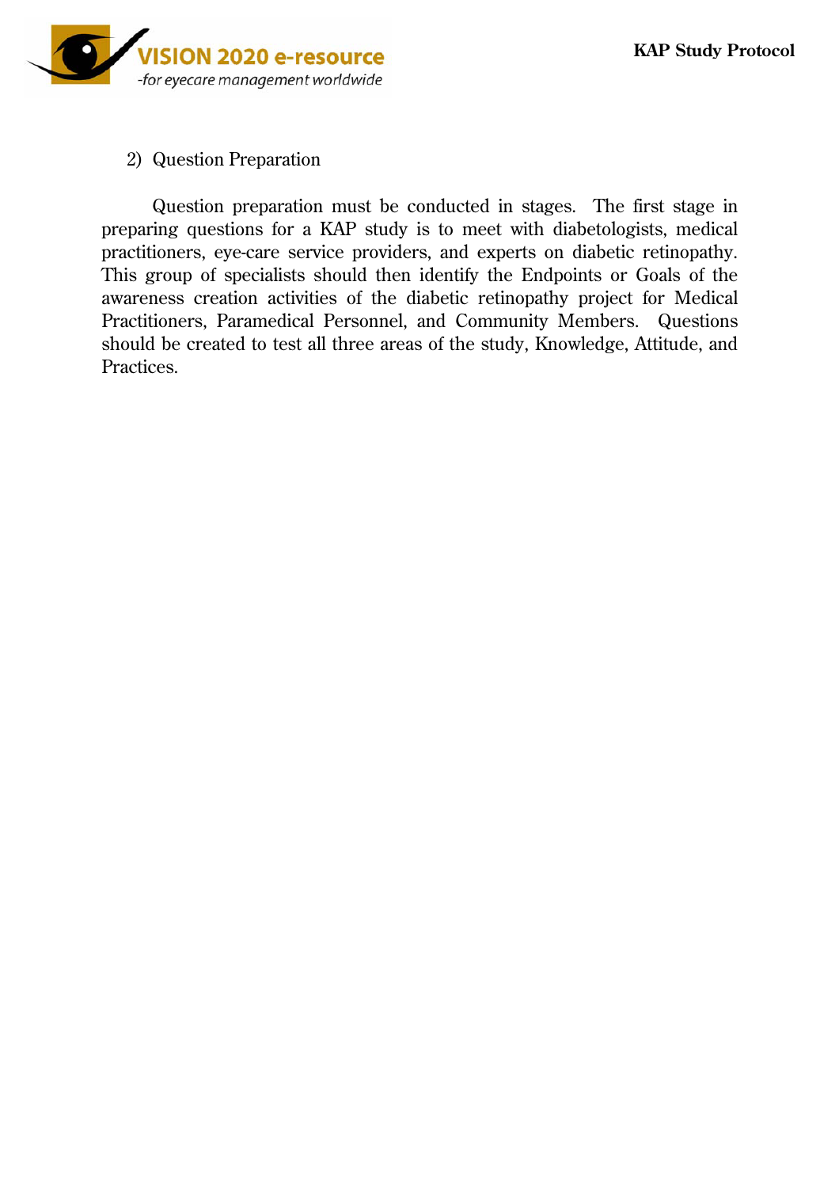2) Question Preparation

Question preparation must be conducted in stages. The first stage in preparing questions for a KAP study is to meet with diabetologists, medical practitioners, eye-care service providers, and experts on diabetic retinopathy. This group of specialists should then identify the Endpoints or Goals of the awareness creation activities of the diabetic retinopathy project for Medical Practitioners, Paramedical Personnel, and Community Members. Questions should be created to test all three areas of the study, Knowledge, Attitude, and Practices.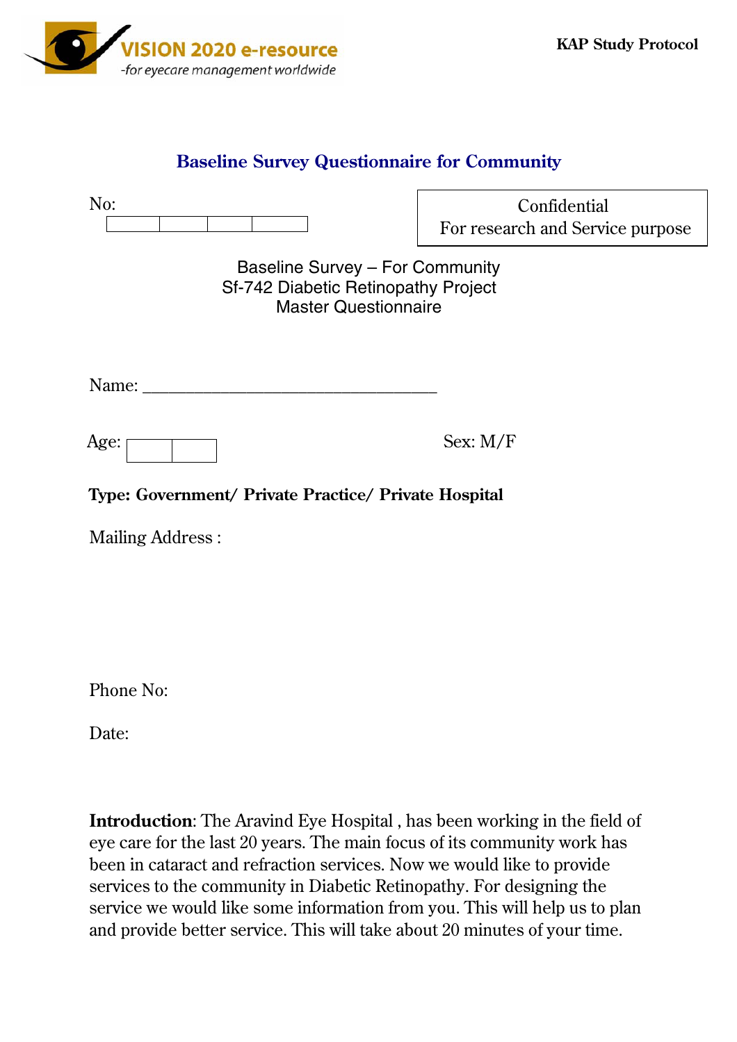## Baseline Survey Questionnaire for Community

No: | | | | |

Confidential
For research and Service purpose

Baseline Survey – For Community
Sf-742 Diabetic Retinopathy Project
Master Questionnaire

Name: ________________________________

Age: | | |

Sex: M/F

**Type: Government/ Private Practice/ Private Hospital**

Mailing Address :

Phone No:

Date:

**Introduction**: The Aravind Eye Hospital , has been working in the field of eye care for the last 20 years. The main focus of its community work has been in cataract and refraction services. Now we would like to provide services to the community in Diabetic Retinopathy. For designing the service we would like some information from you. This will help us to plan and provide better service. This will take about 20 minutes of your time.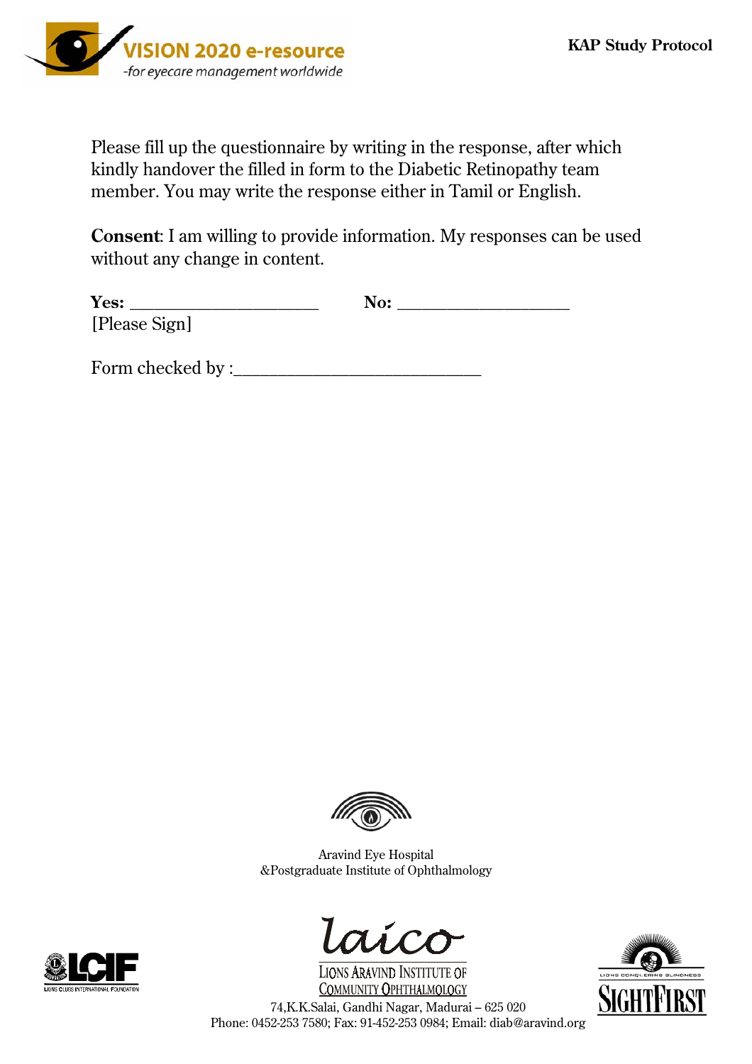Please fill up the questionnaire by writing in the response, after which kindly handover the filled in form to the Diabetic Retinopathy team member. You may write the response either in Tamil or English.

**Consent**: I am willing to provide information. My responses can be used without any change in content.

**Yes:** ____________________ **No:** __________________
[Please Sign]

Form checked by :__________________________

Aravind Eye Hospital
&Postgraduate Institute of Ophthalmology

Lions Aravind Institute of Community Ophthalmology
74,K.K.Salai, Gandhi Nagar, Madurai – 625 020
Phone: 0452-253 7580; Fax: 91-452-253 0984; Email: diab@aravind.org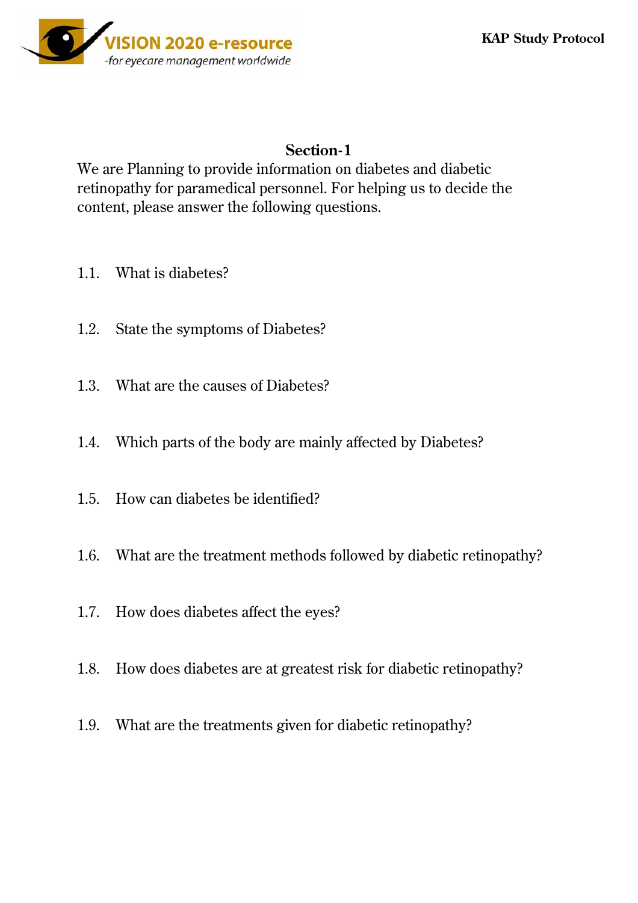## Section-1

We are Planning to provide information on diabetes and diabetic retinopathy for paramedical personnel. For helping us to decide the content, please answer the following questions.

1.1. What is diabetes?

1.2. State the symptoms of Diabetes?

1.3. What are the causes of Diabetes?

1.4. Which parts of the body are mainly affected by Diabetes?

1.5. How can diabetes be identified?

1.6. What are the treatment methods followed by diabetic retinopathy?

1.7. How does diabetes affect the eyes?

1.8. How does diabetes are at greatest risk for diabetic retinopathy?

1.9. What are the treatments given for diabetic retinopathy?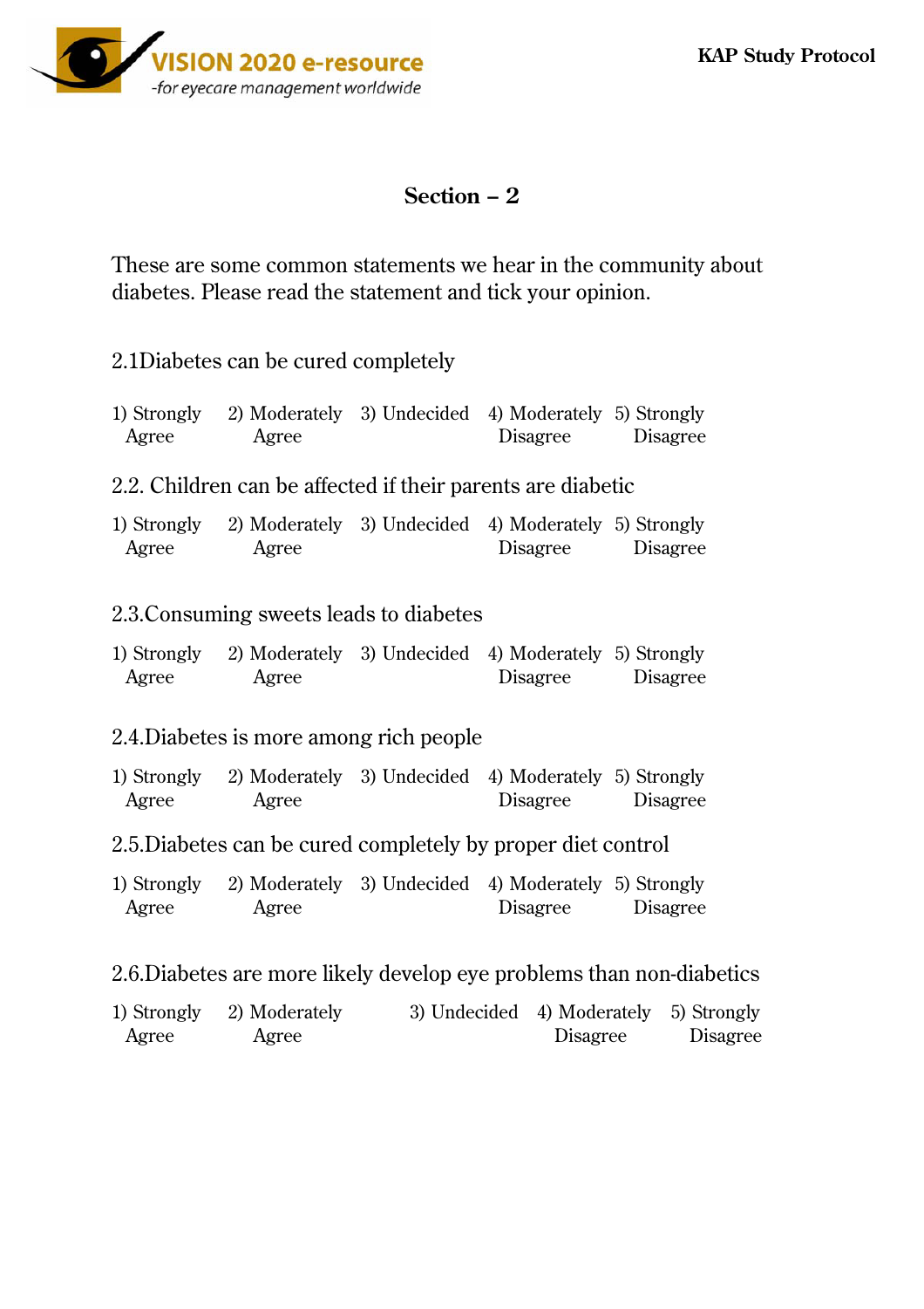## Section – 2

These are some common statements we hear in the community about diabetes. Please read the statement and tick your opinion.

2.1Diabetes can be cured completely

1) Strongly Agree   2) Moderately Agree   3) Undecided   4) Moderately Disagree   5) Strongly Disagree

2.2. Children can be affected if their parents are diabetic

1) Strongly Agree   2) Moderately Agree   3) Undecided   4) Moderately Disagree   5) Strongly Disagree

2.3.Consuming sweets leads to diabetes

1) Strongly Agree   2) Moderately Agree   3) Undecided   4) Moderately Disagree   5) Strongly Disagree

2.4.Diabetes is more among rich people

1) Strongly Agree   2) Moderately Agree   3) Undecided   4) Moderately Disagree   5) Strongly Disagree

2.5.Diabetes can be cured completely by proper diet control

1) Strongly Agree   2) Moderately Agree   3) Undecided   4) Moderately Disagree   5) Strongly Disagree

2.6.Diabetes are more likely develop eye problems than non-diabetics

1) Strongly Agree   2) Moderately Agree   3) Undecided   4) Moderately Disagree   5) Strongly Disagree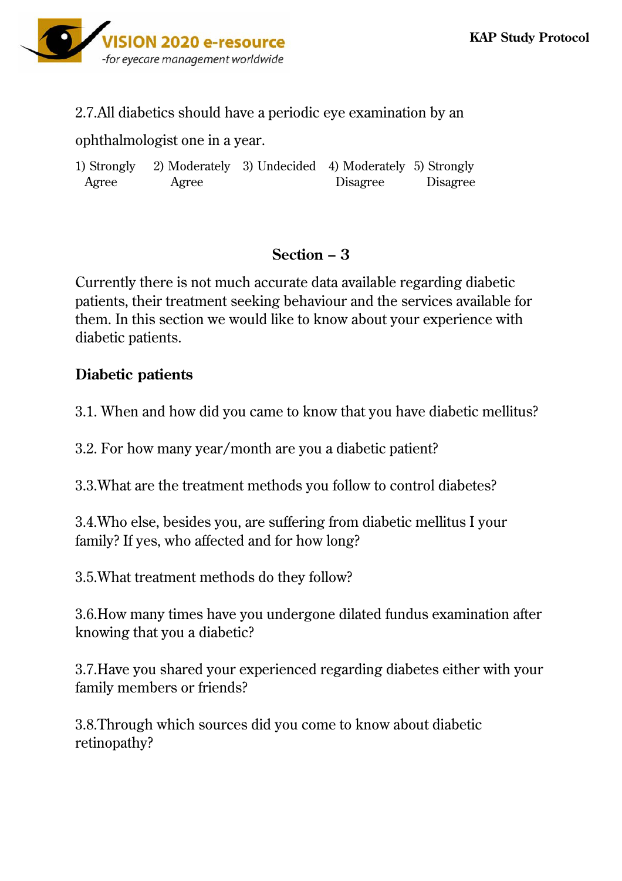2.7.All diabetics should have a periodic eye examination by an ophthalmologist one in a year.

1) Strongly Agree  2) Moderately Agree  3) Undecided  4) Moderately Disagree  5) Strongly Disagree

## Section – 3

Currently there is not much accurate data available regarding diabetic patients, their treatment seeking behaviour and the services available for them. In this section we would like to know about your experience with diabetic patients.

**Diabetic patients**

3.1. When and how did you came to know that you have diabetic mellitus?

3.2. For how many year/month are you a diabetic patient?

3.3.What are the treatment methods you follow to control diabetes?

3.4.Who else, besides you, are suffering from diabetic mellitus I your family? If yes, who affected and for how long?

3.5.What treatment methods do they follow?

3.6.How many times have you undergone dilated fundus examination after knowing that you a diabetic?

3.7.Have you shared your experienced regarding diabetes either with your family members or friends?

3.8.Through which sources did you come to know about diabetic retinopathy?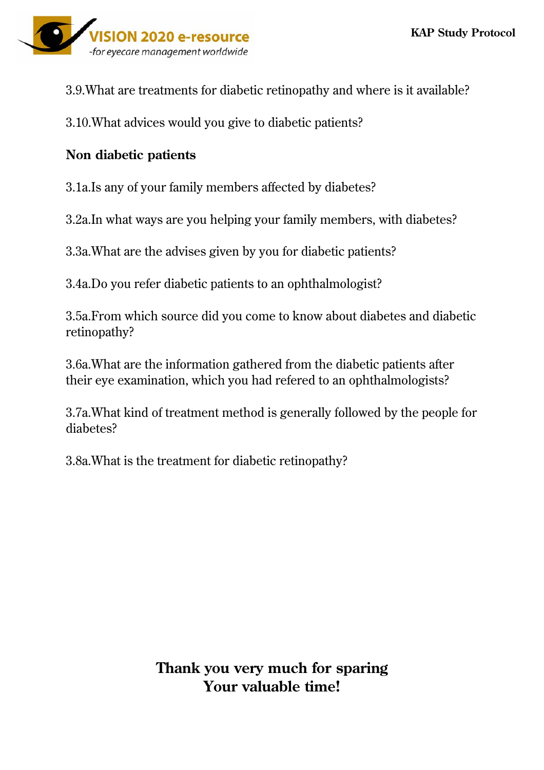3.9.What are treatments for diabetic retinopathy and where is it available?

3.10.What advices would you give to diabetic patients?

**Non diabetic patients**

3.1a.Is any of your family members affected by diabetes?

3.2a.In what ways are you helping your family members, with diabetes?

3.3a.What are the advises given by you for diabetic patients?

3.4a.Do you refer diabetic patients to an ophthalmologist?

3.5a.From which source did you come to know about diabetes and diabetic retinopathy?

3.6a.What are the information gathered from the diabetic patients after their eye examination, which you had refered to an ophthalmologists?

3.7a.What kind of treatment method is generally followed by the people for diabetes?

3.8a.What is the treatment for diabetic retinopathy?

**Thank you very much for sparing Your valuable time!**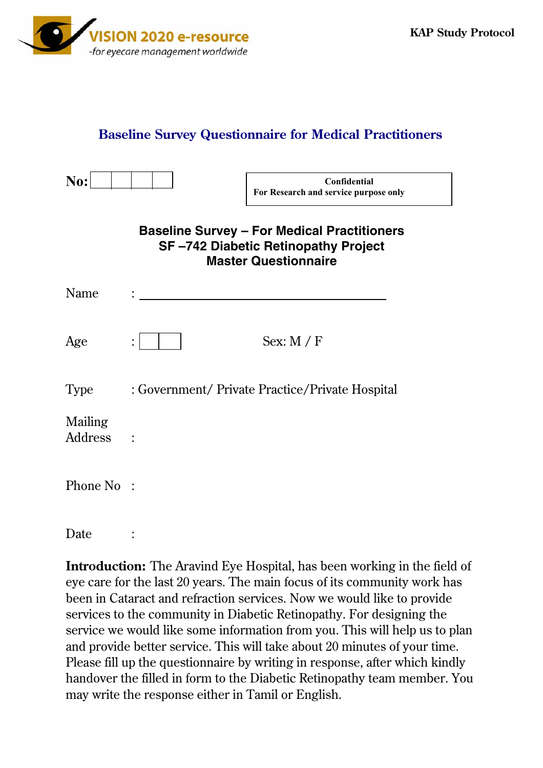## Baseline Survey Questionnaire for Medical Practitioners

**No:** | | | | |

**Confidential**
**For Research and service purpose only**

**Baseline Survey – For Medical Practitioners**
**SF –742 Diabetic Retinopathy Project**
**Master Questionnaire**

Name : ________________________________

Age : | | |    Sex: M / F

Type : Government/ Private Practice/Private Hospital

Mailing Address :

Phone No :

Date :

**Introduction:** The Aravind Eye Hospital, has been working in the field of eye care for the last 20 years. The main focus of its community work has been in Cataract and refraction services. Now we would like to provide services to the community in Diabetic Retinopathy. For designing the service we would like some information from you. This will help us to plan and provide better service. This will take about 20 minutes of your time. Please fill up the questionnaire by writing in response, after which kindly handover the filled in form to the Diabetic Retinopathy team member. You may write the response either in Tamil or English.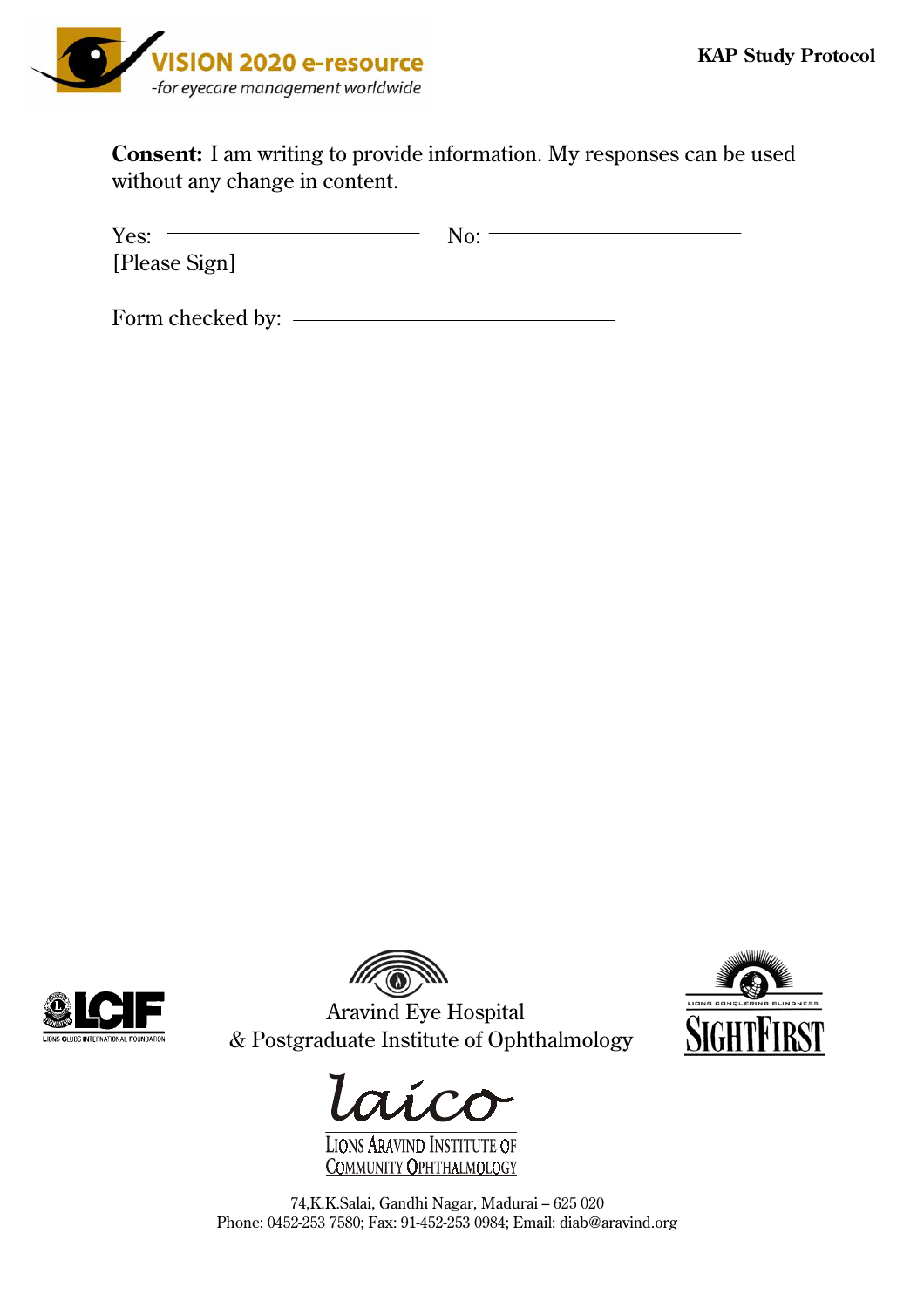**Consent:** I am writing to provide information. My responses can be used without any change in content.

Yes: ______________________ No: ______________________
[Please Sign]

Form checked by: ____________________________

Aravind Eye Hospital
& Postgraduate Institute of Ophthalmology

laico
Lions Aravind Institute of Community Ophthalmology

74,K.K.Salai, Gandhi Nagar, Madurai – 625 020
Phone: 0452-253 7580; Fax: 91-452-253 0984; Email: diab@aravind.org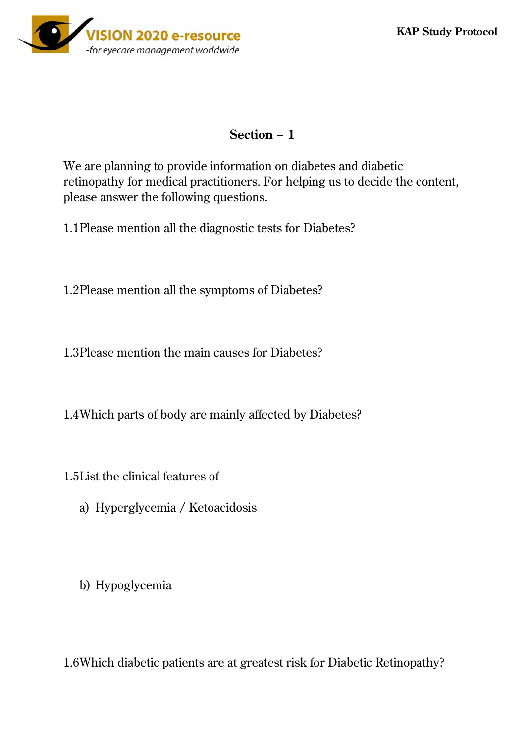## Section – 1

We are planning to provide information on diabetes and diabetic retinopathy for medical practitioners. For helping us to decide the content, please answer the following questions.

1.1Please mention all the diagnostic tests for Diabetes?

1.2Please mention all the symptoms of Diabetes?

1.3Please mention the main causes for Diabetes?

1.4Which parts of body are mainly affected by Diabetes?

1.5List the clinical features of

a) Hyperglycemia / Ketoacidosis

b) Hypoglycemia

1.6Which diabetic patients are at greatest risk for Diabetic Retinopathy?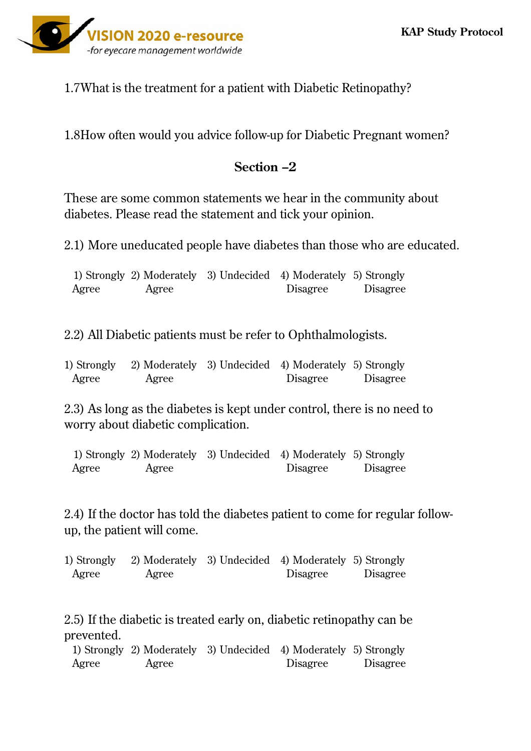1.7What is the treatment for a patient with Diabetic Retinopathy?

1.8How often would you advice follow-up for Diabetic Pregnant women?

## Section –2

These are some common statements we hear in the community about diabetes. Please read the statement and tick your opinion.

2.1) More uneducated people have diabetes than those who are educated.

1) Strongly Agree 2) Moderately Agree 3) Undecided 4) Moderately Disagree 5) Strongly Disagree

2.2) All Diabetic patients must be refer to Ophthalmologists.

1) Strongly Agree 2) Moderately Agree 3) Undecided 4) Moderately Disagree 5) Strongly Disagree

2.3) As long as the diabetes is kept under control, there is no need to worry about diabetic complication.

1) Strongly Agree 2) Moderately Agree 3) Undecided 4) Moderately Disagree 5) Strongly Disagree

2.4) If the doctor has told the diabetes patient to come for regular follow-up, the patient will come.

1) Strongly Agree 2) Moderately Agree 3) Undecided 4) Moderately Disagree 5) Strongly Disagree

2.5) If the diabetic is treated early on, diabetic retinopathy can be prevented.

1) Strongly Agree 2) Moderately Agree 3) Undecided 4) Moderately Disagree 5) Strongly Disagree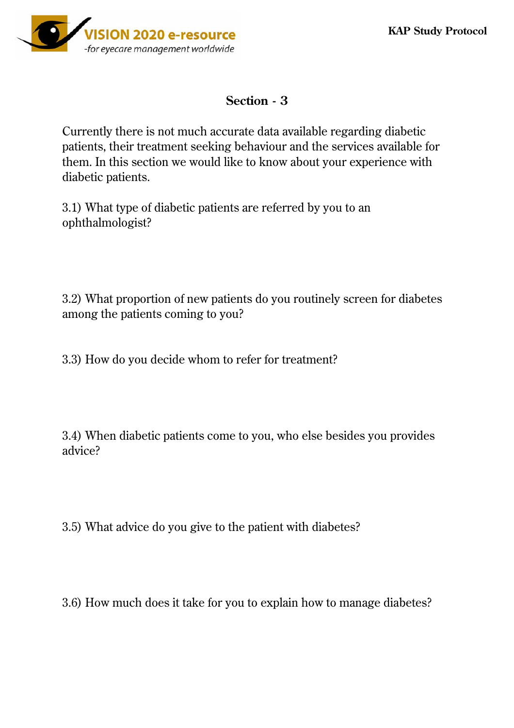## Section - 3

Currently there is not much accurate data available regarding diabetic patients, their treatment seeking behaviour and the services available for them. In this section we would like to know about your experience with diabetic patients.

3.1) What type of diabetic patients are referred by you to an ophthalmologist?

3.2) What proportion of new patients do you routinely screen for diabetes among the patients coming to you?

3.3) How do you decide whom to refer for treatment?

3.4) When diabetic patients come to you, who else besides you provides advice?

3.5) What advice do you give to the patient with diabetes?

3.6) How much does it take for you to explain how to manage diabetes?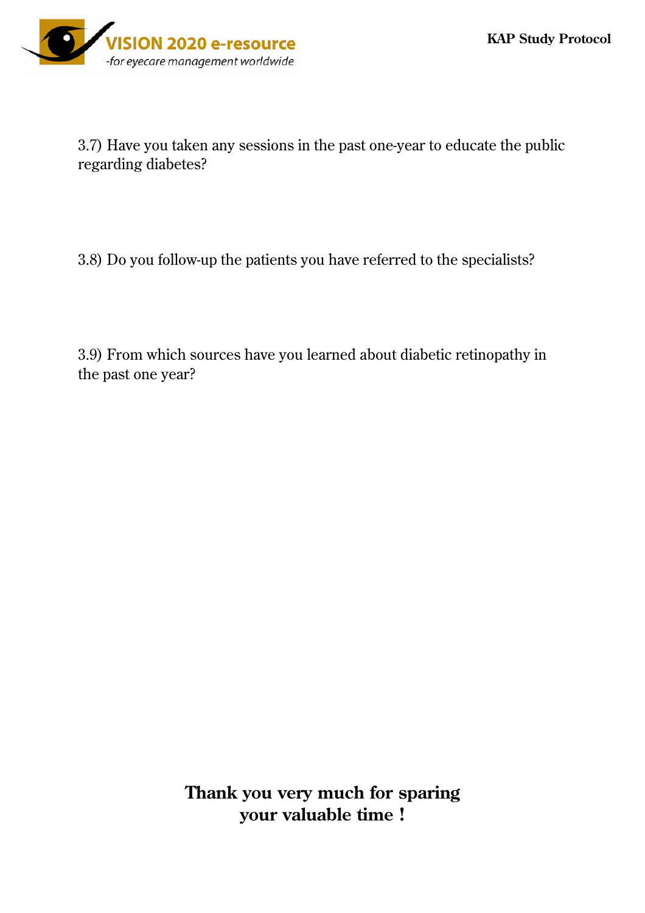3.7) Have you taken any sessions in the past one-year to educate the public regarding diabetes?

3.8) Do you follow-up the patients you have referred to the specialists?

3.9) From which sources have you learned about diabetic retinopathy in the past one year?

**Thank you very much for sparing your valuable time !**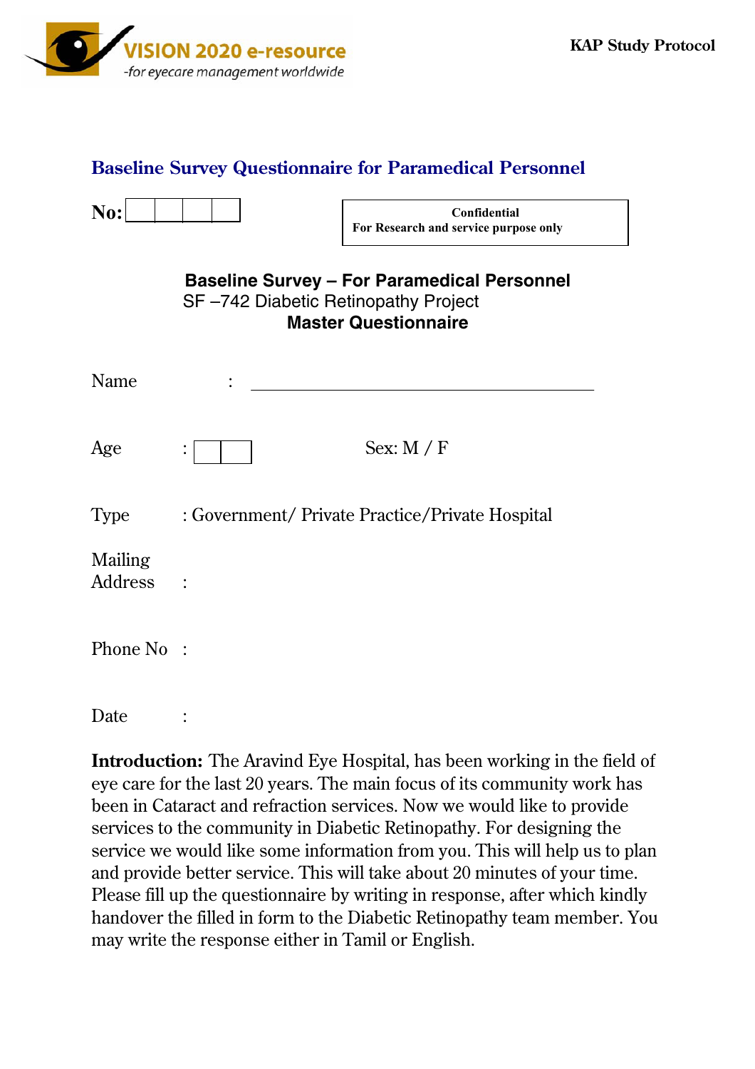## Baseline Survey Questionnaire for Paramedical Personnel

**No:** | | | | |

**Confidential**
**For Research and service purpose only**

**Baseline Survey – For Paramedical Personnel**
SF –742 Diabetic Retinopathy Project
**Master Questionnaire**

Name : ________________________________________

Age : | | |    Sex: M / F

Type : Government/ Private Practice/Private Hospital

Mailing Address :

Phone No :

Date :

**Introduction:** The Aravind Eye Hospital, has been working in the field of eye care for the last 20 years. The main focus of its community work has been in Cataract and refraction services. Now we would like to provide services to the community in Diabetic Retinopathy. For designing the service we would like some information from you. This will help us to plan and provide better service. This will take about 20 minutes of your time. Please fill up the questionnaire by writing in response, after which kindly handover the filled in form to the Diabetic Retinopathy team member. You may write the response either in Tamil or English.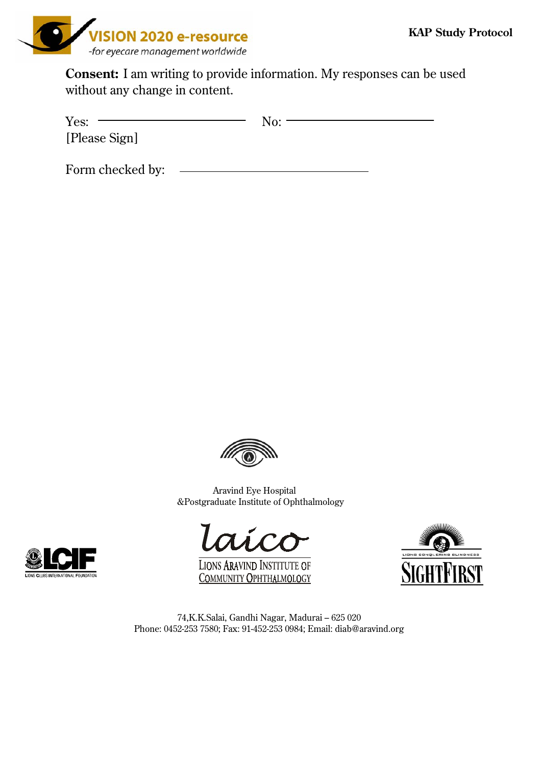**Consent:** I am writing to provide information. My responses can be used without any change in content.

Yes: ______________________ No: ______________________
[Please Sign]

Form checked by: ____________________________

Aravind Eye Hospital
&Postgraduate Institute of Ophthalmology

LIONS ARAVIND INSTITUTE OF COMMUNITY OPHTHALMOLOGY

74,K.K.Salai, Gandhi Nagar, Madurai – 625 020
Phone: 0452-253 7580; Fax: 91-452-253 0984; Email: diab@aravind.org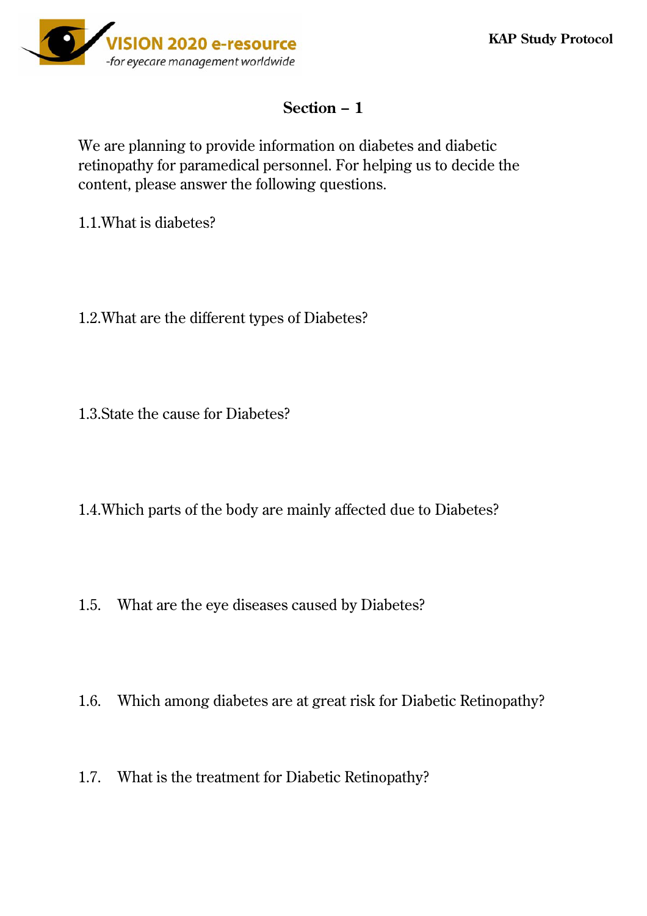## Section – 1

We are planning to provide information on diabetes and diabetic retinopathy for paramedical personnel. For helping us to decide the content, please answer the following questions.

1.1.What is diabetes?

1.2.What are the different types of Diabetes?

1.3.State the cause for Diabetes?

1.4.Which parts of the body are mainly affected due to Diabetes?

1.5. What are the eye diseases caused by Diabetes?

1.6. Which among diabetes are at great risk for Diabetic Retinopathy?

1.7. What is the treatment for Diabetic Retinopathy?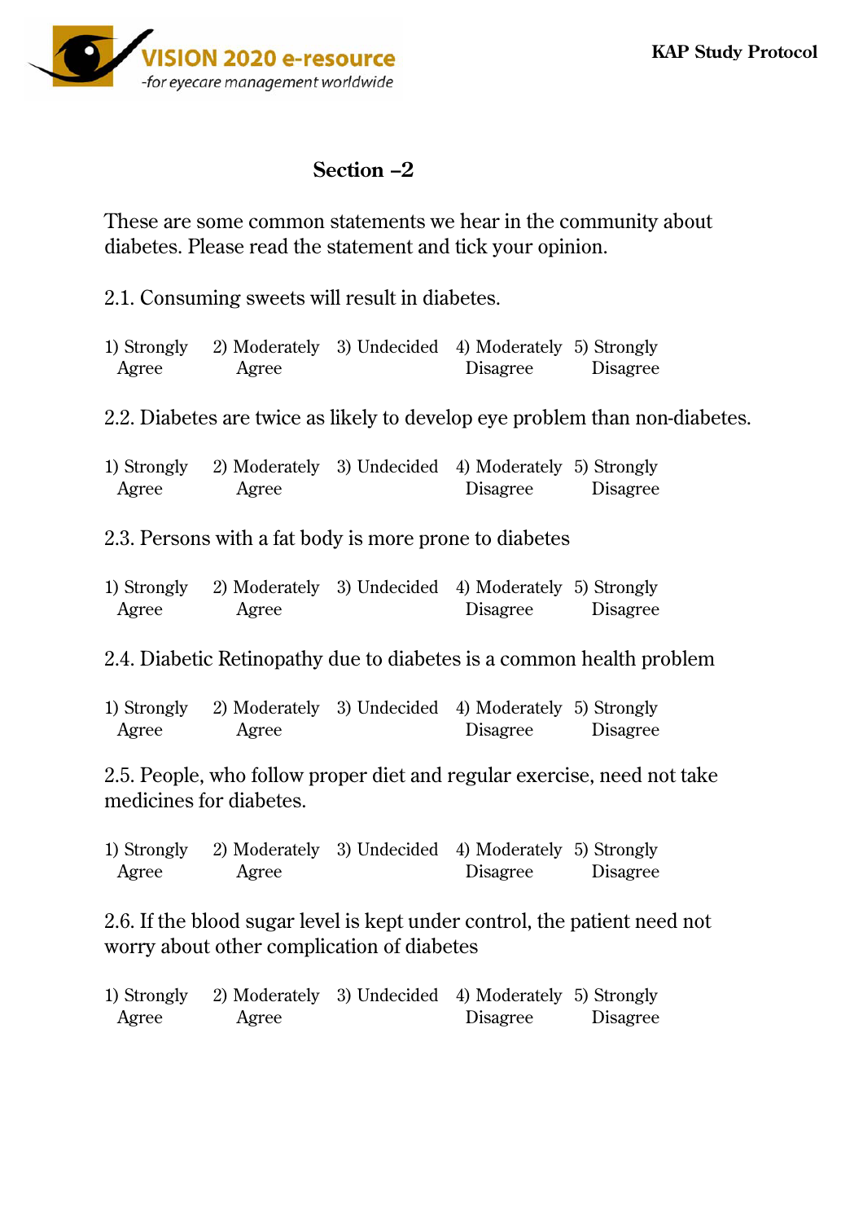## Section –2

These are some common statements we hear in the community about diabetes. Please read the statement and tick your opinion.

2.1. Consuming sweets will result in diabetes.

1) Strongly Agree 2) Moderately Agree 3) Undecided 4) Moderately Disagree 5) Strongly Disagree

2.2. Diabetes are twice as likely to develop eye problem than non-diabetes.

1) Strongly Agree 2) Moderately Agree 3) Undecided 4) Moderately Disagree 5) Strongly Disagree

2.3. Persons with a fat body is more prone to diabetes

1) Strongly Agree 2) Moderately Agree 3) Undecided 4) Moderately Disagree 5) Strongly Disagree

2.4. Diabetic Retinopathy due to diabetes is a common health problem

1) Strongly Agree 2) Moderately Agree 3) Undecided 4) Moderately Disagree 5) Strongly Disagree

2.5. People, who follow proper diet and regular exercise, need not take medicines for diabetes.

1) Strongly Agree 2) Moderately Agree 3) Undecided 4) Moderately Disagree 5) Strongly Disagree

2.6. If the blood sugar level is kept under control, the patient need not worry about other complication of diabetes

1) Strongly Agree 2) Moderately Agree 3) Undecided 4) Moderately Disagree 5) Strongly Disagree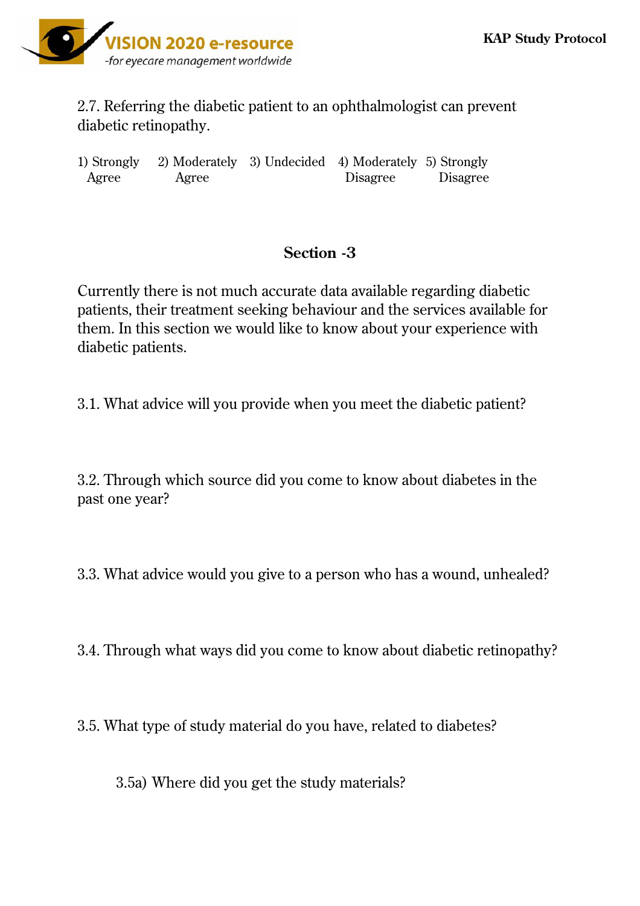2.7. Referring the diabetic patient to an ophthalmologist can prevent diabetic retinopathy.

1) Strongly Agree 2) Moderately Agree 3) Undecided 4) Moderately Disagree 5) Strongly Disagree

## Section -3

Currently there is not much accurate data available regarding diabetic patients, their treatment seeking behaviour and the services available for them. In this section we would like to know about your experience with diabetic patients.

3.1. What advice will you provide when you meet the diabetic patient?

3.2. Through which source did you come to know about diabetes in the past one year?

3.3. What advice would you give to a person who has a wound, unhealed?

3.4. Through what ways did you come to know about diabetic retinopathy?

3.5. What type of study material do you have, related to diabetes?

3.5a) Where did you get the study materials?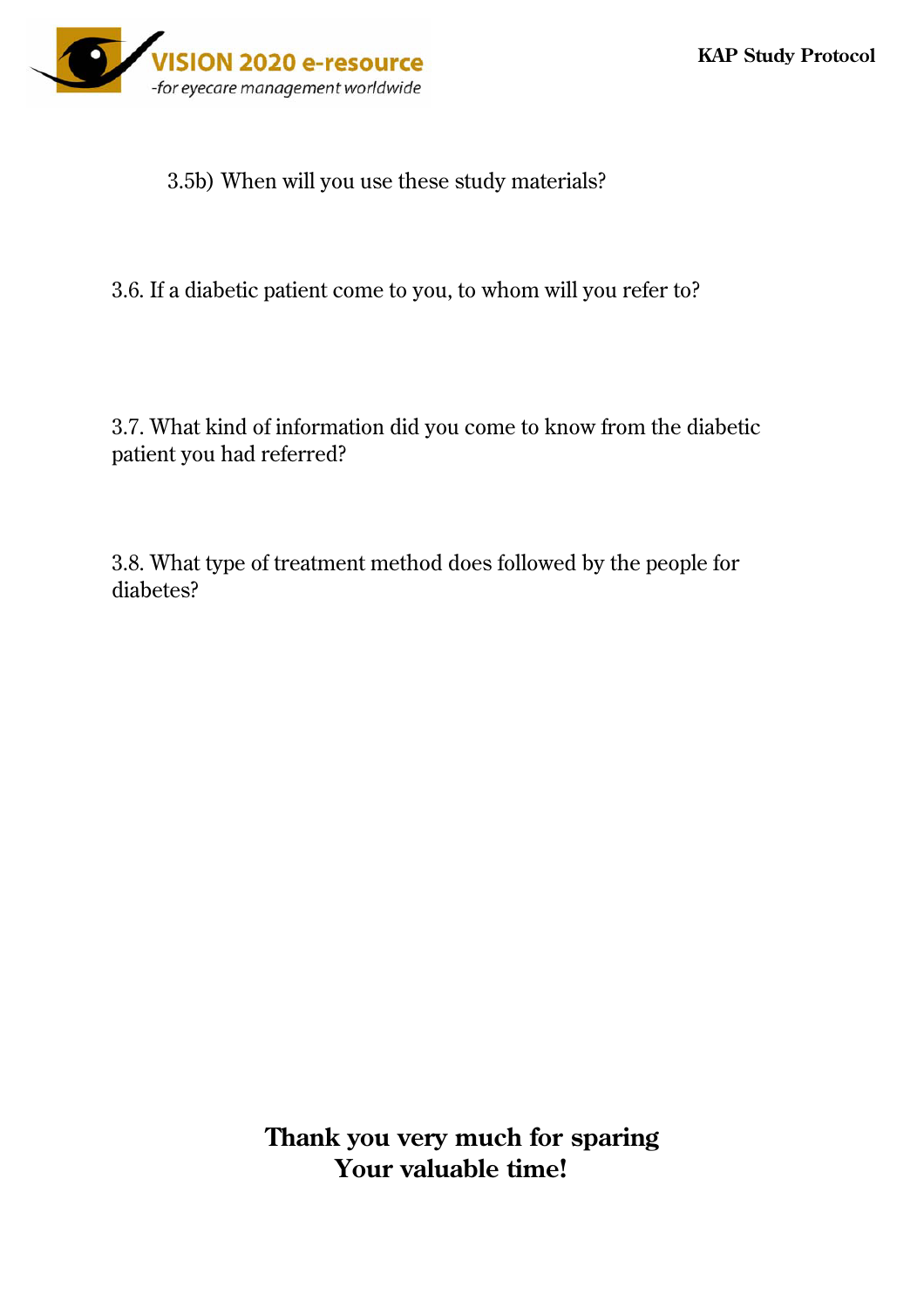3.5b) When will you use these study materials?

3.6. If a diabetic patient come to you, to whom will you refer to?

3.7. What kind of information did you come to know from the diabetic patient you had referred?

3.8. What type of treatment method does followed by the people for diabetes?

**Thank you very much for sparing**
**Your valuable time!**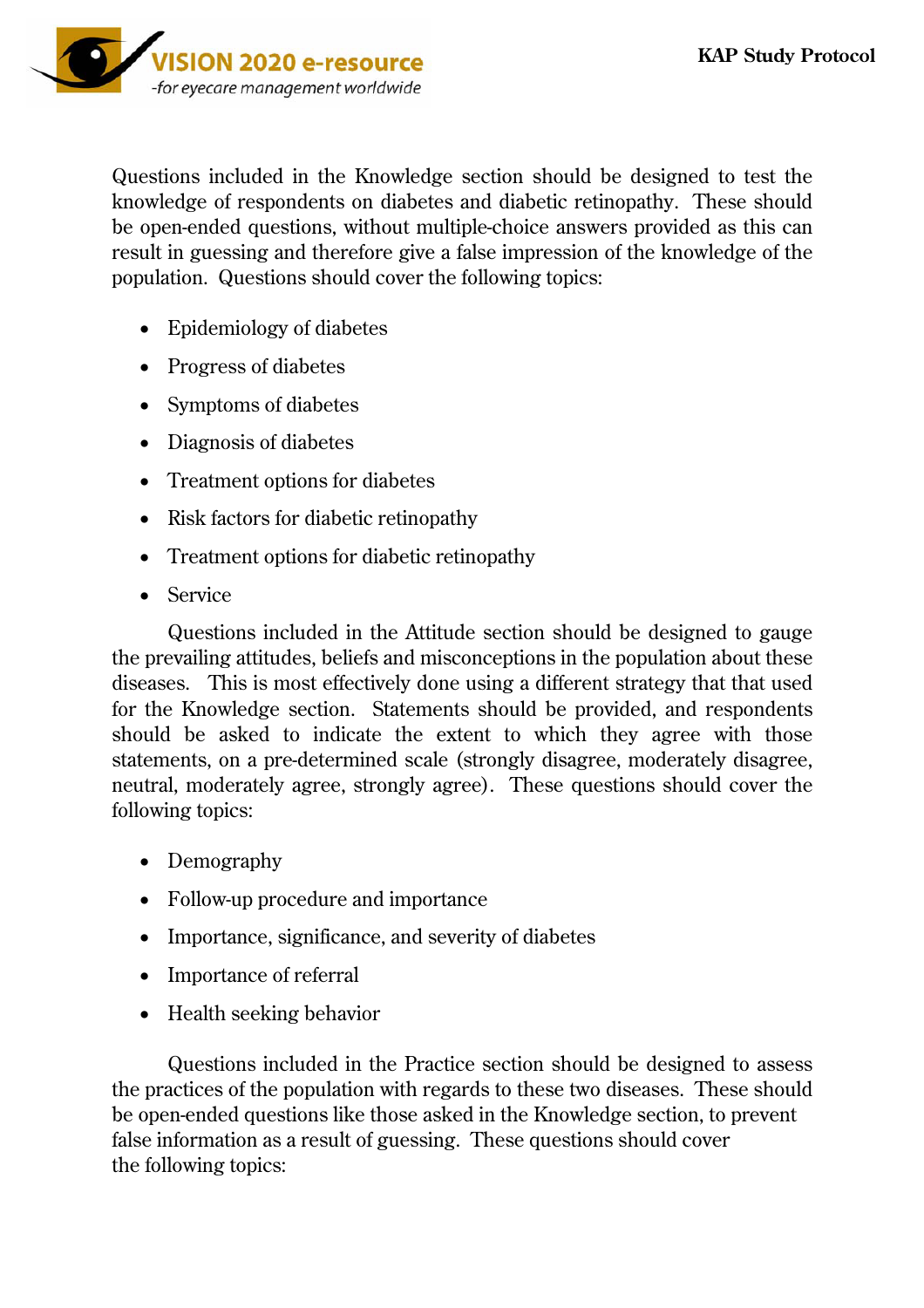Questions included in the Knowledge section should be designed to test the knowledge of respondents on diabetes and diabetic retinopathy. These should be open-ended questions, without multiple-choice answers provided as this can result in guessing and therefore give a false impression of the knowledge of the population. Questions should cover the following topics:

- Epidemiology of diabetes
- Progress of diabetes
- Symptoms of diabetes
- Diagnosis of diabetes
- Treatment options for diabetes
- Risk factors for diabetic retinopathy
- Treatment options for diabetic retinopathy
- Service

Questions included in the Attitude section should be designed to gauge the prevailing attitudes, beliefs and misconceptions in the population about these diseases. This is most effectively done using a different strategy that that used for the Knowledge section. Statements should be provided, and respondents should be asked to indicate the extent to which they agree with those statements, on a pre-determined scale (strongly disagree, moderately disagree, neutral, moderately agree, strongly agree). These questions should cover the following topics:

- Demography
- Follow-up procedure and importance
- Importance, significance, and severity of diabetes
- Importance of referral
- Health seeking behavior

Questions included in the Practice section should be designed to assess the practices of the population with regards to these two diseases. These should be open-ended questions like those asked in the Knowledge section, to prevent false information as a result of guessing. These questions should cover the following topics: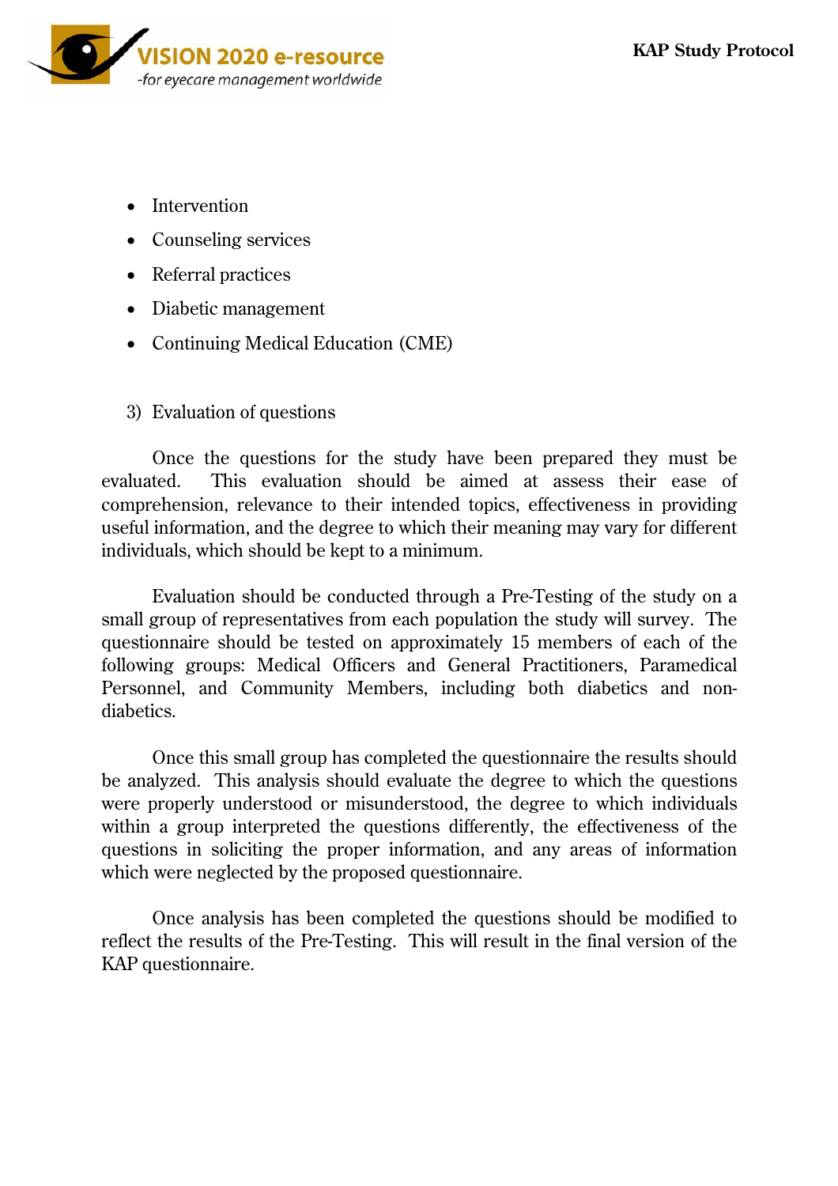- Intervention
- Counseling services
- Referral practices
- Diabetic management
- Continuing Medical Education (CME)

3) Evaluation of questions

Once the questions for the study have been prepared they must be evaluated. This evaluation should be aimed at assess their ease of comprehension, relevance to their intended topics, effectiveness in providing useful information, and the degree to which their meaning may vary for different individuals, which should be kept to a minimum.

Evaluation should be conducted through a Pre-Testing of the study on a small group of representatives from each population the study will survey. The questionnaire should be tested on approximately 15 members of each of the following groups: Medical Officers and General Practitioners, Paramedical Personnel, and Community Members, including both diabetics and non-diabetics.

Once this small group has completed the questionnaire the results should be analyzed. This analysis should evaluate the degree to which the questions were properly understood or misunderstood, the degree to which individuals within a group interpreted the questions differently, the effectiveness of the questions in soliciting the proper information, and any areas of information which were neglected by the proposed questionnaire.

Once analysis has been completed the questions should be modified to reflect the results of the Pre-Testing. This will result in the final version of the KAP questionnaire.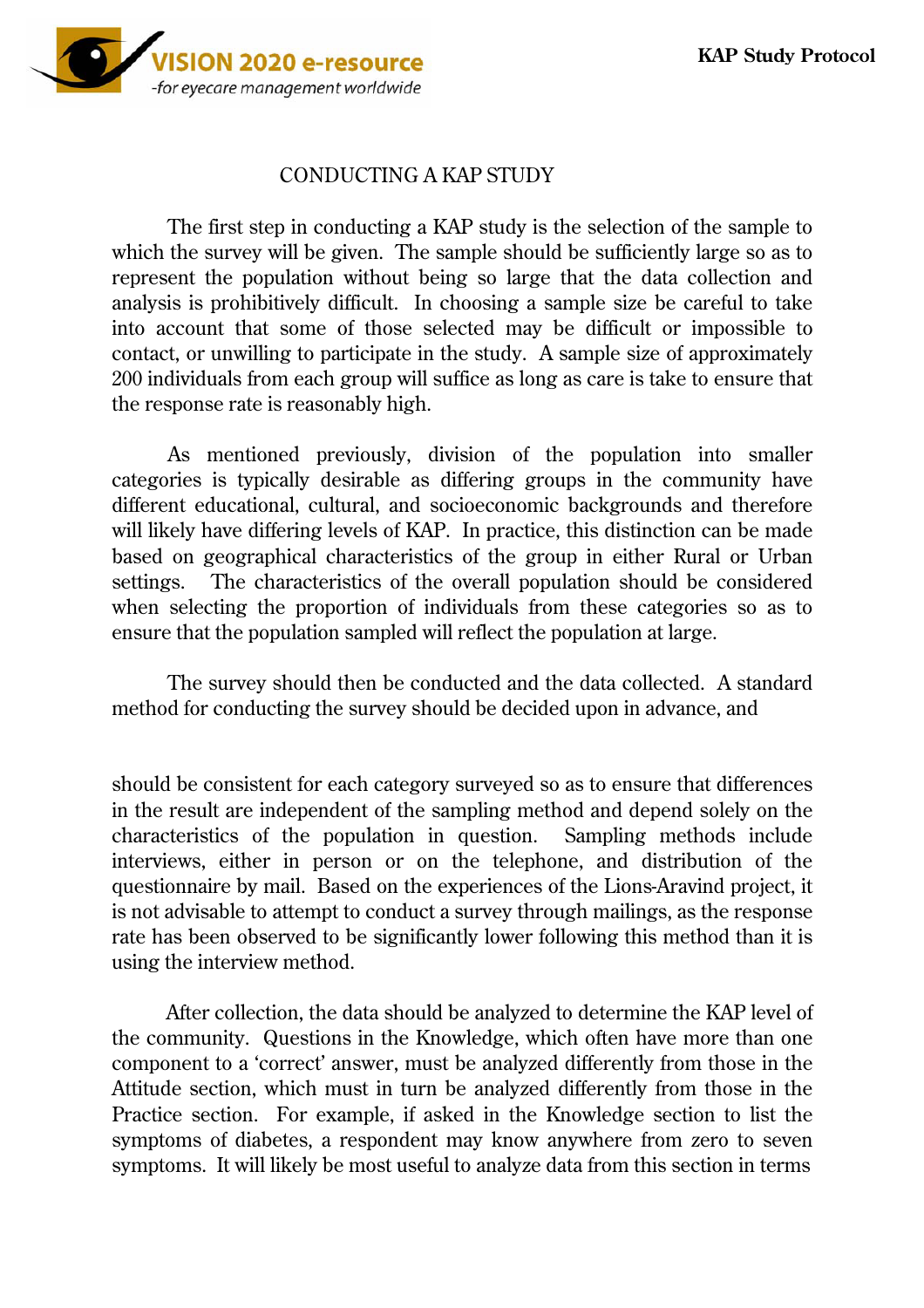## CONDUCTING A KAP STUDY

The first step in conducting a KAP study is the selection of the sample to which the survey will be given. The sample should be sufficiently large so as to represent the population without being so large that the data collection and analysis is prohibitively difficult. In choosing a sample size be careful to take into account that some of those selected may be difficult or impossible to contact, or unwilling to participate in the study. A sample size of approximately 200 individuals from each group will suffice as long as care is take to ensure that the response rate is reasonably high.

As mentioned previously, division of the population into smaller categories is typically desirable as differing groups in the community have different educational, cultural, and socioeconomic backgrounds and therefore will likely have differing levels of KAP. In practice, this distinction can be made based on geographical characteristics of the group in either Rural or Urban settings. The characteristics of the overall population should be considered when selecting the proportion of individuals from these categories so as to ensure that the population sampled will reflect the population at large.

The survey should then be conducted and the data collected. A standard method for conducting the survey should be decided upon in advance, and should be consistent for each category surveyed so as to ensure that differences in the result are independent of the sampling method and depend solely on the characteristics of the population in question. Sampling methods include interviews, either in person or on the telephone, and distribution of the questionnaire by mail. Based on the experiences of the Lions-Aravind project, it is not advisable to attempt to conduct a survey through mailings, as the response rate has been observed to be significantly lower following this method than it is using the interview method.

After collection, the data should be analyzed to determine the KAP level of the community. Questions in the Knowledge, which often have more than one component to a 'correct' answer, must be analyzed differently from those in the Attitude section, which must in turn be analyzed differently from those in the Practice section. For example, if asked in the Knowledge section to list the symptoms of diabetes, a respondent may know anywhere from zero to seven symptoms. It will likely be most useful to analyze data from this section in terms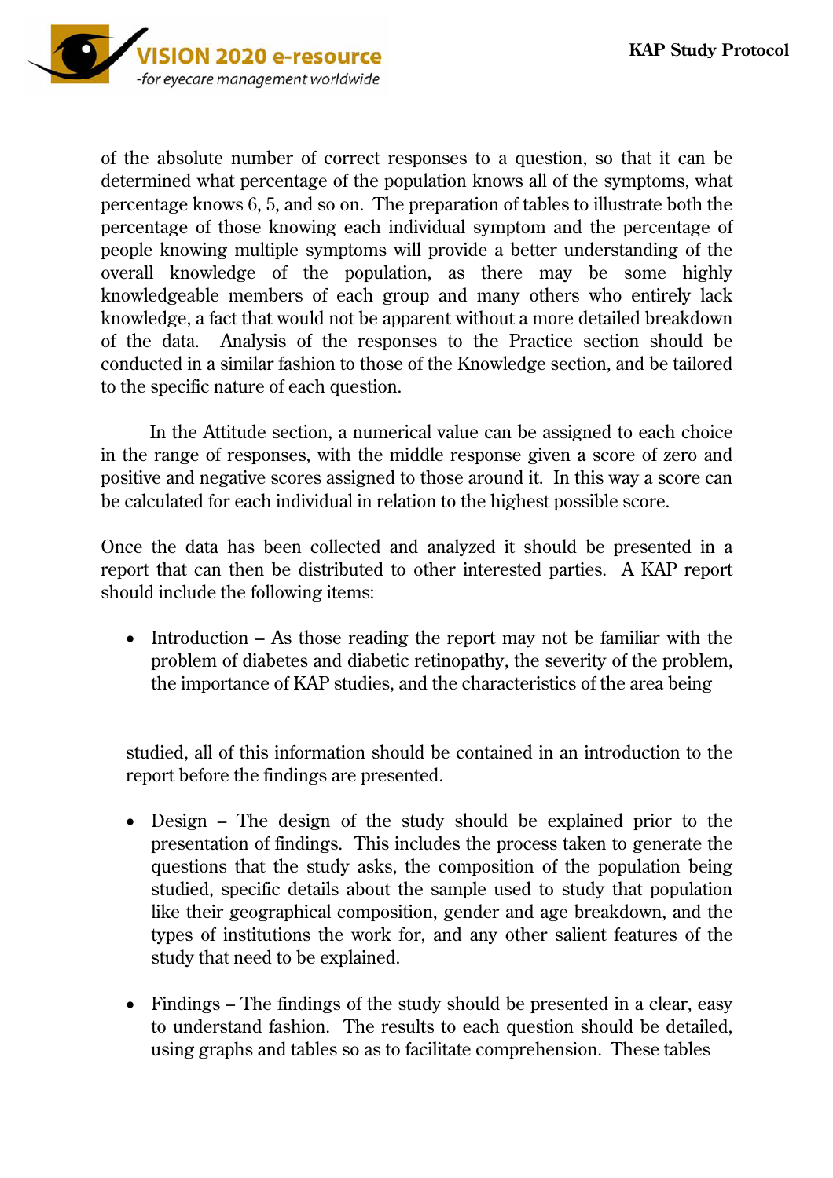of the absolute number of correct responses to a question, so that it can be determined what percentage of the population knows all of the symptoms, what percentage knows 6, 5, and so on. The preparation of tables to illustrate both the percentage of those knowing each individual symptom and the percentage of people knowing multiple symptoms will provide a better understanding of the overall knowledge of the population, as there may be some highly knowledgeable members of each group and many others who entirely lack knowledge, a fact that would not be apparent without a more detailed breakdown of the data. Analysis of the responses to the Practice section should be conducted in a similar fashion to those of the Knowledge section, and be tailored to the specific nature of each question.

In the Attitude section, a numerical value can be assigned to each choice in the range of responses, with the middle response given a score of zero and positive and negative scores assigned to those around it. In this way a score can be calculated for each individual in relation to the highest possible score.

Once the data has been collected and analyzed it should be presented in a report that can then be distributed to other interested parties. A KAP report should include the following items:

- Introduction – As those reading the report may not be familiar with the problem of diabetes and diabetic retinopathy, the severity of the problem, the importance of KAP studies, and the characteristics of the area being studied, all of this information should be contained in an introduction to the report before the findings are presented.

- Design – The design of the study should be explained prior to the presentation of findings. This includes the process taken to generate the questions that the study asks, the composition of the population being studied, specific details about the sample used to study that population like their geographical composition, gender and age breakdown, and the types of institutions the work for, and any other salient features of the study that need to be explained.

- Findings – The findings of the study should be presented in a clear, easy to understand fashion. The results to each question should be detailed, using graphs and tables so as to facilitate comprehension. These tables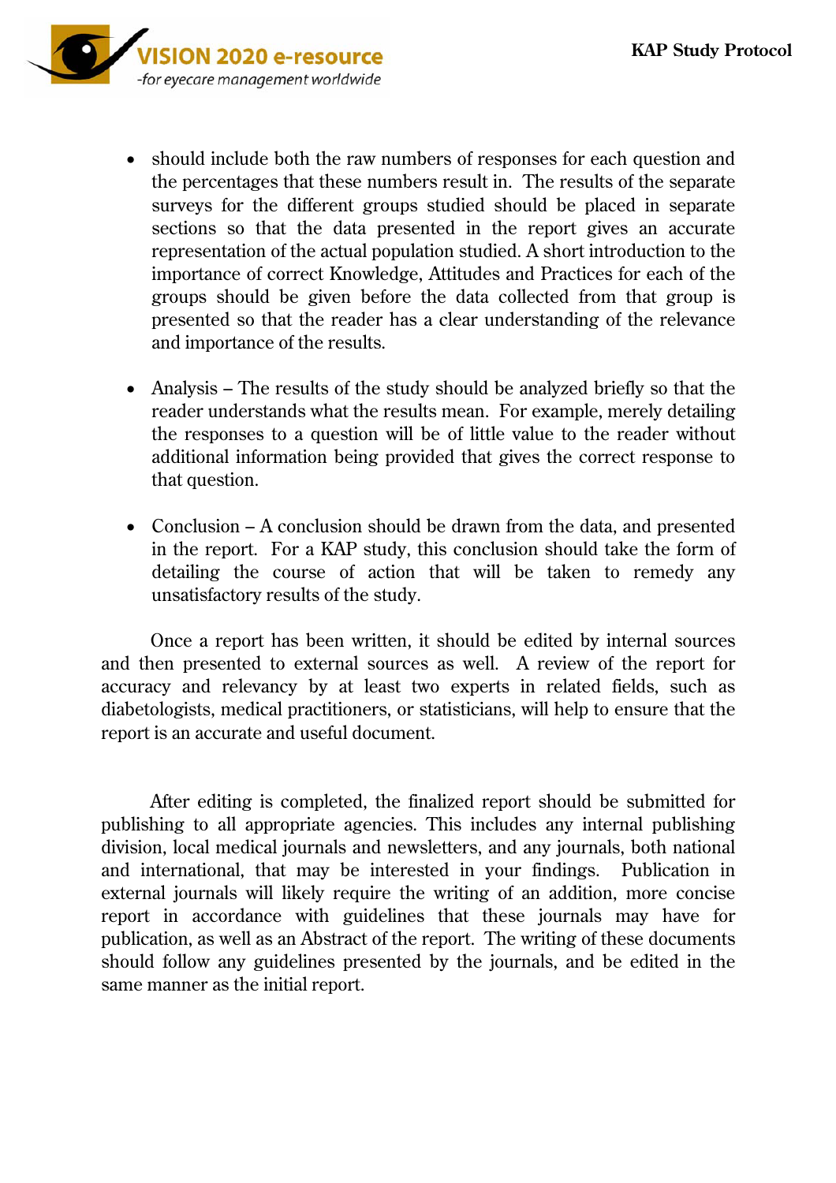- should include both the raw numbers of responses for each question and the percentages that these numbers result in. The results of the separate surveys for the different groups studied should be placed in separate sections so that the data presented in the report gives an accurate representation of the actual population studied. A short introduction to the importance of correct Knowledge, Attitudes and Practices for each of the groups should be given before the data collected from that group is presented so that the reader has a clear understanding of the relevance and importance of the results.

- Analysis – The results of the study should be analyzed briefly so that the reader understands what the results mean. For example, merely detailing the responses to a question will be of little value to the reader without additional information being provided that gives the correct response to that question.

- Conclusion – A conclusion should be drawn from the data, and presented in the report. For a KAP study, this conclusion should take the form of detailing the course of action that will be taken to remedy any unsatisfactory results of the study.

Once a report has been written, it should be edited by internal sources and then presented to external sources as well. A review of the report for accuracy and relevancy by at least two experts in related fields, such as diabetologists, medical practitioners, or statisticians, will help to ensure that the report is an accurate and useful document.

After editing is completed, the finalized report should be submitted for publishing to all appropriate agencies. This includes any internal publishing division, local medical journals and newsletters, and any journals, both national and international, that may be interested in your findings. Publication in external journals will likely require the writing of an addition, more concise report in accordance with guidelines that these journals may have for publication, as well as an Abstract of the report. The writing of these documents should follow any guidelines presented by the journals, and be edited in the same manner as the initial report.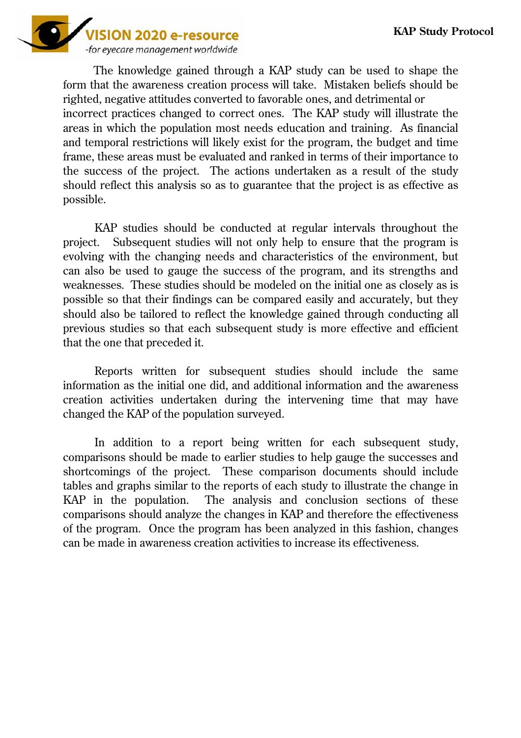The knowledge gained through a KAP study can be used to shape the form that the awareness creation process will take. Mistaken beliefs should be righted, negative attitudes converted to favorable ones, and detrimental or incorrect practices changed to correct ones. The KAP study will illustrate the areas in which the population most needs education and training. As financial and temporal restrictions will likely exist for the program, the budget and time frame, these areas must be evaluated and ranked in terms of their importance to the success of the project. The actions undertaken as a result of the study should reflect this analysis so as to guarantee that the project is as effective as possible.

KAP studies should be conducted at regular intervals throughout the project. Subsequent studies will not only help to ensure that the program is evolving with the changing needs and characteristics of the environment, but can also be used to gauge the success of the program, and its strengths and weaknesses. These studies should be modeled on the initial one as closely as is possible so that their findings can be compared easily and accurately, but they should also be tailored to reflect the knowledge gained through conducting all previous studies so that each subsequent study is more effective and efficient that the one that preceded it.

Reports written for subsequent studies should include the same information as the initial one did, and additional information and the awareness creation activities undertaken during the intervening time that may have changed the KAP of the population surveyed.

In addition to a report being written for each subsequent study, comparisons should be made to earlier studies to help gauge the successes and shortcomings of the project. These comparison documents should include tables and graphs similar to the reports of each study to illustrate the change in KAP in the population. The analysis and conclusion sections of these comparisons should analyze the changes in KAP and therefore the effectiveness of the program. Once the program has been analyzed in this fashion, changes can be made in awareness creation activities to increase its effectiveness.